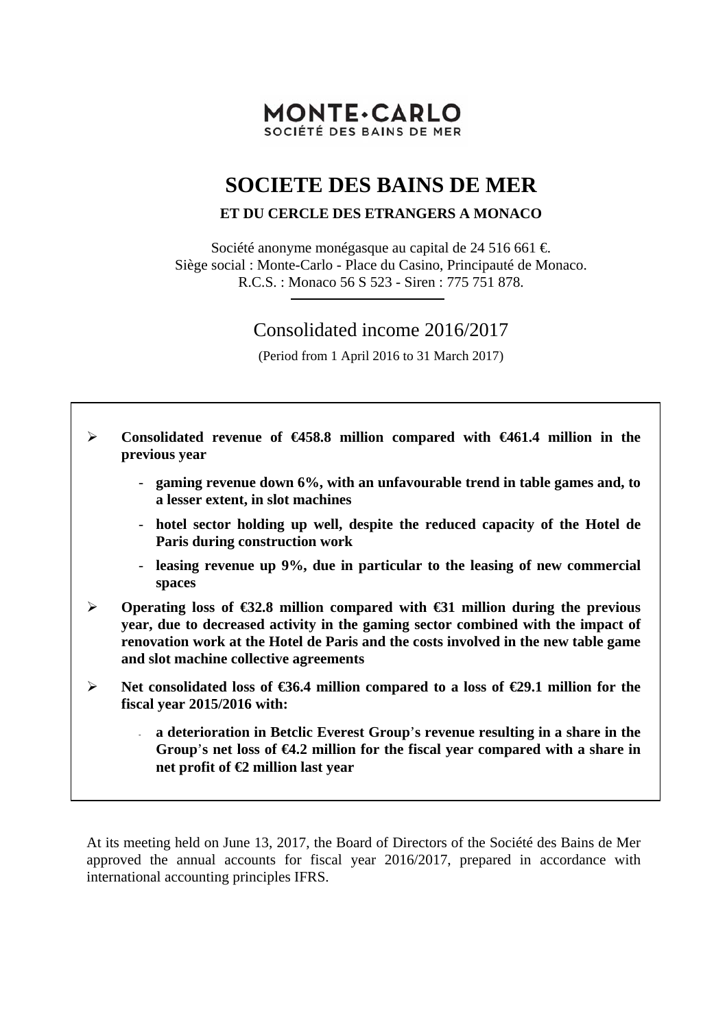MONTE-CARLO
SOCIÉTÉ DES BAINS DE MER

# SOCIETE DES BAINS DE MER

**ET DU CERCLE DES ETRANGERS A MONACO**

Société anonyme monégasque au capital de 24 516 661 €.
Siège social : Monte-Carlo - Place du Casino, Principauté de Monaco.
R.C.S. : Monaco 56 S 523 - Siren : 775 751 878.

## Consolidated income 2016/2017

(Period from 1 April 2016 to 31 March 2017)

- **Consolidated revenue of €458.8 million compared with €461.4 million in the previous year**
  - **gaming revenue down 6%, with an unfavourable trend in table games and, to a lesser extent, in slot machines**
  - **hotel sector holding up well, despite the reduced capacity of the Hotel de Paris during construction work**
  - **leasing revenue up 9%, due in particular to the leasing of new commercial spaces**
- **Operating loss of €32.8 million compared with €31 million during the previous year, due to decreased activity in the gaming sector combined with the impact of renovation work at the Hotel de Paris and the costs involved in the new table game and slot machine collective agreements**
- **Net consolidated loss of €36.4 million compared to a loss of €29.1 million for the fiscal year 2015/2016 with:**
  - **a deterioration in Betclic Everest Group's revenue resulting in a share in the Group's net loss of €4.2 million for the fiscal year compared with a share in net profit of €2 million last year**

At its meeting held on June 13, 2017, the Board of Directors of the Société des Bains de Mer approved the annual accounts for fiscal year 2016/2017, prepared in accordance with international accounting principles IFRS.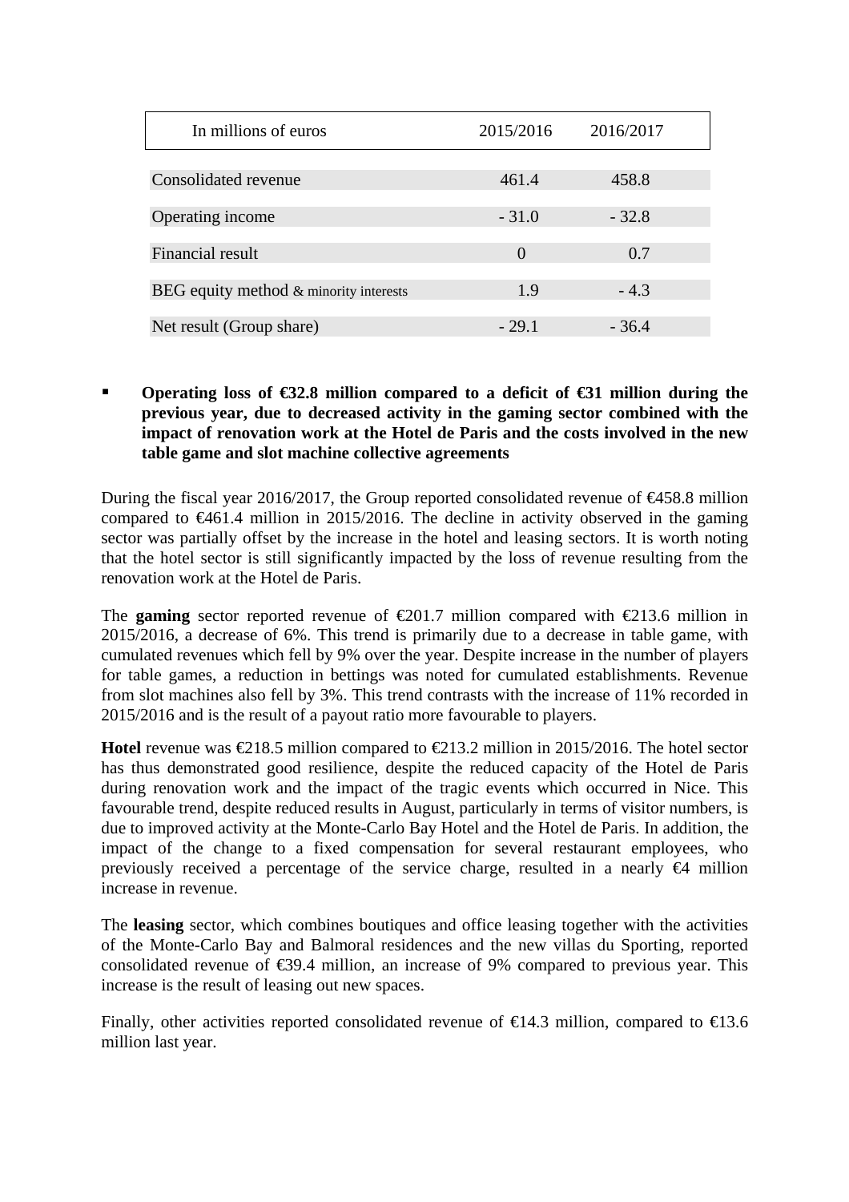| In millions of euros | 2015/2016 | 2016/2017 |
|---|---|---|
| Consolidated revenue | 461.4 | 458.8 |
| Operating income | - 31.0 | - 32.8 |
| Financial result | 0 | 0.7 |
| BEG equity method & minority interests | 1.9 | - 4.3 |
| Net result (Group share) | - 29.1 | - 36.4 |

- **Operating loss of €32.8 million compared to a deficit of €31 million during the previous year, due to decreased activity in the gaming sector combined with the impact of renovation work at the Hotel de Paris and the costs involved in the new table game and slot machine collective agreements**

During the fiscal year 2016/2017, the Group reported consolidated revenue of €458.8 million compared to €461.4 million in 2015/2016. The decline in activity observed in the gaming sector was partially offset by the increase in the hotel and leasing sectors. It is worth noting that the hotel sector is still significantly impacted by the loss of revenue resulting from the renovation work at the Hotel de Paris.

The **gaming** sector reported revenue of €201.7 million compared with €213.6 million in 2015/2016, a decrease of 6%. This trend is primarily due to a decrease in table game, with cumulated revenues which fell by 9% over the year. Despite increase in the number of players for table games, a reduction in bettings was noted for cumulated establishments. Revenue from slot machines also fell by 3%. This trend contrasts with the increase of 11% recorded in 2015/2016 and is the result of a payout ratio more favourable to players.

**Hotel** revenue was €218.5 million compared to €213.2 million in 2015/2016. The hotel sector has thus demonstrated good resilience, despite the reduced capacity of the Hotel de Paris during renovation work and the impact of the tragic events which occurred in Nice. This favourable trend, despite reduced results in August, particularly in terms of visitor numbers, is due to improved activity at the Monte-Carlo Bay Hotel and the Hotel de Paris. In addition, the impact of the change to a fixed compensation for several restaurant employees, who previously received a percentage of the service charge, resulted in a nearly €4 million increase in revenue.

The **leasing** sector, which combines boutiques and office leasing together with the activities of the Monte-Carlo Bay and Balmoral residences and the new villas du Sporting, reported consolidated revenue of €39.4 million, an increase of 9% compared to previous year. This increase is the result of leasing out new spaces.

Finally, other activities reported consolidated revenue of €14.3 million, compared to €13.6 million last year.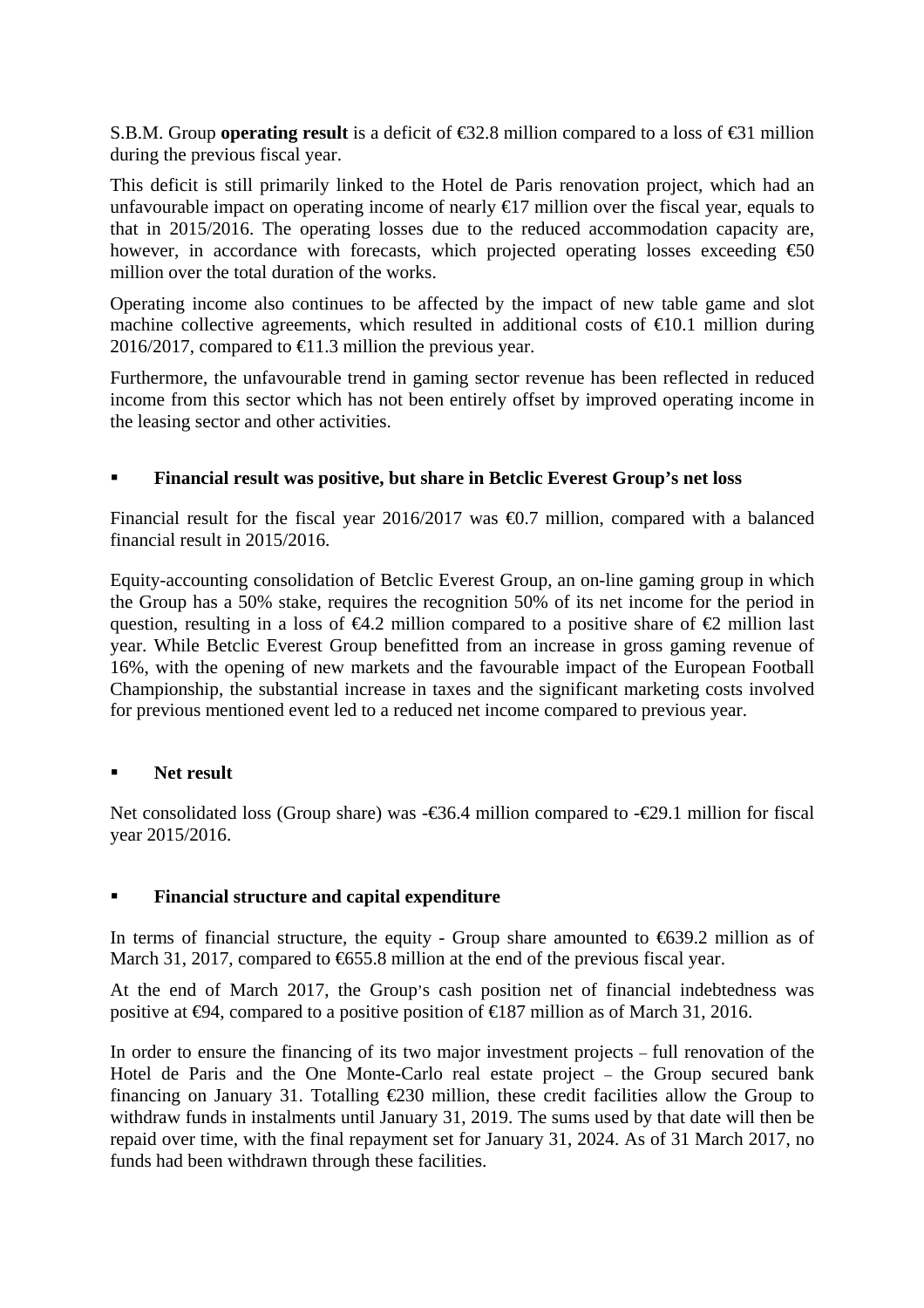S.B.M. Group **operating result** is a deficit of €32.8 million compared to a loss of €31 million during the previous fiscal year.

This deficit is still primarily linked to the Hotel de Paris renovation project, which had an unfavourable impact on operating income of nearly €17 million over the fiscal year, equals to that in 2015/2016. The operating losses due to the reduced accommodation capacity are, however, in accordance with forecasts, which projected operating losses exceeding €50 million over the total duration of the works.

Operating income also continues to be affected by the impact of new table game and slot machine collective agreements, which resulted in additional costs of €10.1 million during 2016/2017, compared to €11.3 million the previous year.

Furthermore, the unfavourable trend in gaming sector revenue has been reflected in reduced income from this sector which has not been entirely offset by improved operating income in the leasing sector and other activities.

- **Financial result was positive, but share in Betclic Everest Group's net loss**

Financial result for the fiscal year 2016/2017 was €0.7 million, compared with a balanced financial result in 2015/2016.

Equity-accounting consolidation of Betclic Everest Group, an on-line gaming group in which the Group has a 50% stake, requires the recognition 50% of its net income for the period in question, resulting in a loss of €4.2 million compared to a positive share of €2 million last year. While Betclic Everest Group benefitted from an increase in gross gaming revenue of 16%, with the opening of new markets and the favourable impact of the European Football Championship, the substantial increase in taxes and the significant marketing costs involved for previous mentioned event led to a reduced net income compared to previous year.

- **Net result**

Net consolidated loss (Group share) was -€36.4 million compared to -€29.1 million for fiscal year 2015/2016.

- **Financial structure and capital expenditure**

In terms of financial structure, the equity - Group share amounted to €639.2 million as of March 31, 2017, compared to €655.8 million at the end of the previous fiscal year.

At the end of March 2017, the Group's cash position net of financial indebtedness was positive at €94, compared to a positive position of €187 million as of March 31, 2016.

In order to ensure the financing of its two major investment projects – full renovation of the Hotel de Paris and the One Monte-Carlo real estate project – the Group secured bank financing on January 31. Totalling €230 million, these credit facilities allow the Group to withdraw funds in instalments until January 31, 2019. The sums used by that date will then be repaid over time, with the final repayment set for January 31, 2024. As of 31 March 2017, no funds had been withdrawn through these facilities.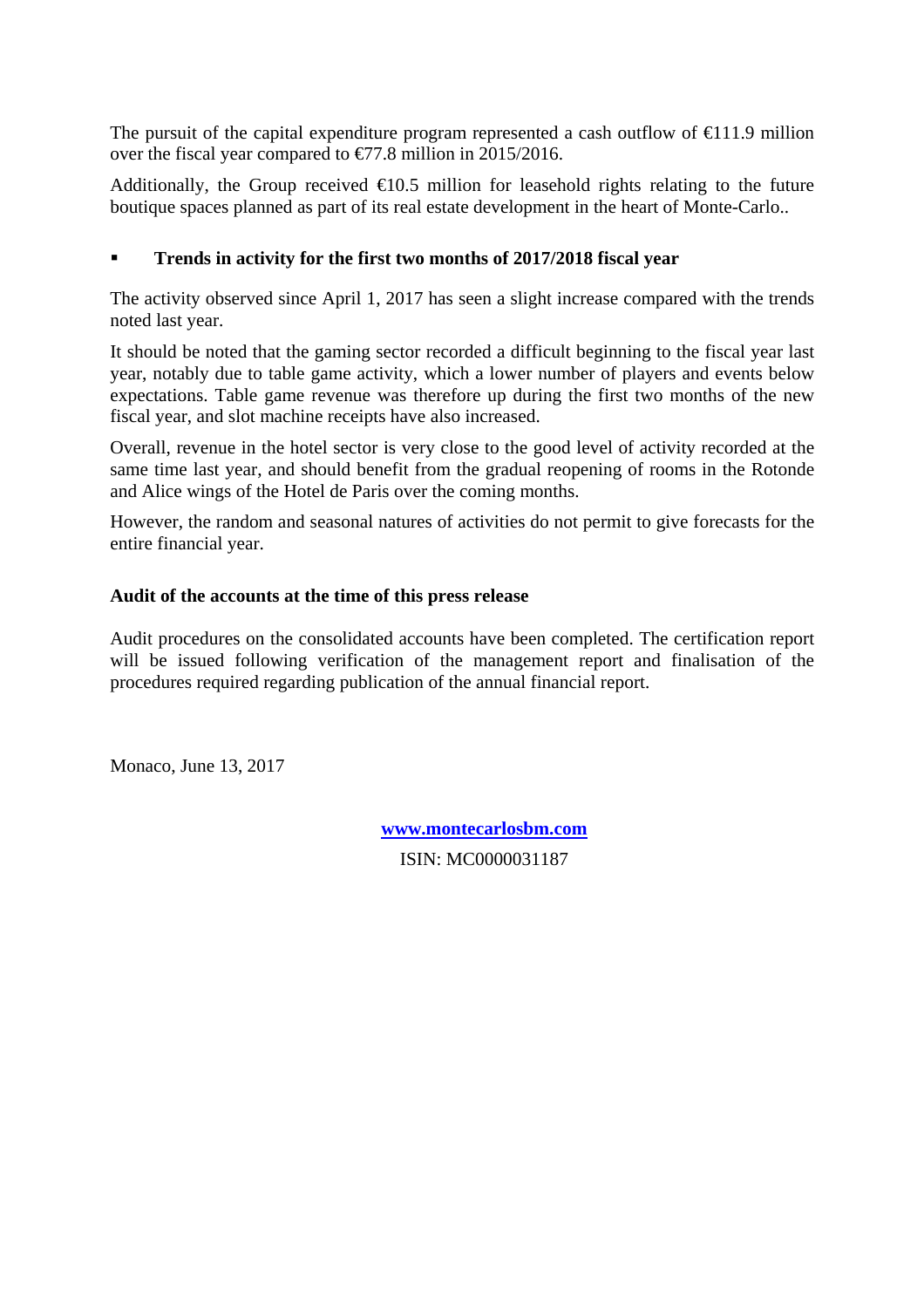The pursuit of the capital expenditure program represented a cash outflow of €111.9 million over the fiscal year compared to €77.8 million in 2015/2016.

Additionally, the Group received €10.5 million for leasehold rights relating to the future boutique spaces planned as part of its real estate development in the heart of Monte-Carlo..

- **Trends in activity for the first two months of 2017/2018 fiscal year**

The activity observed since April 1, 2017 has seen a slight increase compared with the trends noted last year.

It should be noted that the gaming sector recorded a difficult beginning to the fiscal year last year, notably due to table game activity, which a lower number of players and events below expectations. Table game revenue was therefore up during the first two months of the new fiscal year, and slot machine receipts have also increased.

Overall, revenue in the hotel sector is very close to the good level of activity recorded at the same time last year, and should benefit from the gradual reopening of rooms in the Rotonde and Alice wings of the Hotel de Paris over the coming months.

However, the random and seasonal natures of activities do not permit to give forecasts for the entire financial year.

**Audit of the accounts at the time of this press release**

Audit procedures on the consolidated accounts have been completed. The certification report will be issued following verification of the management report and finalisation of the procedures required regarding publication of the annual financial report.

Monaco, June 13, 2017

**www.montecarlosbm.com**

ISIN: MC0000031187